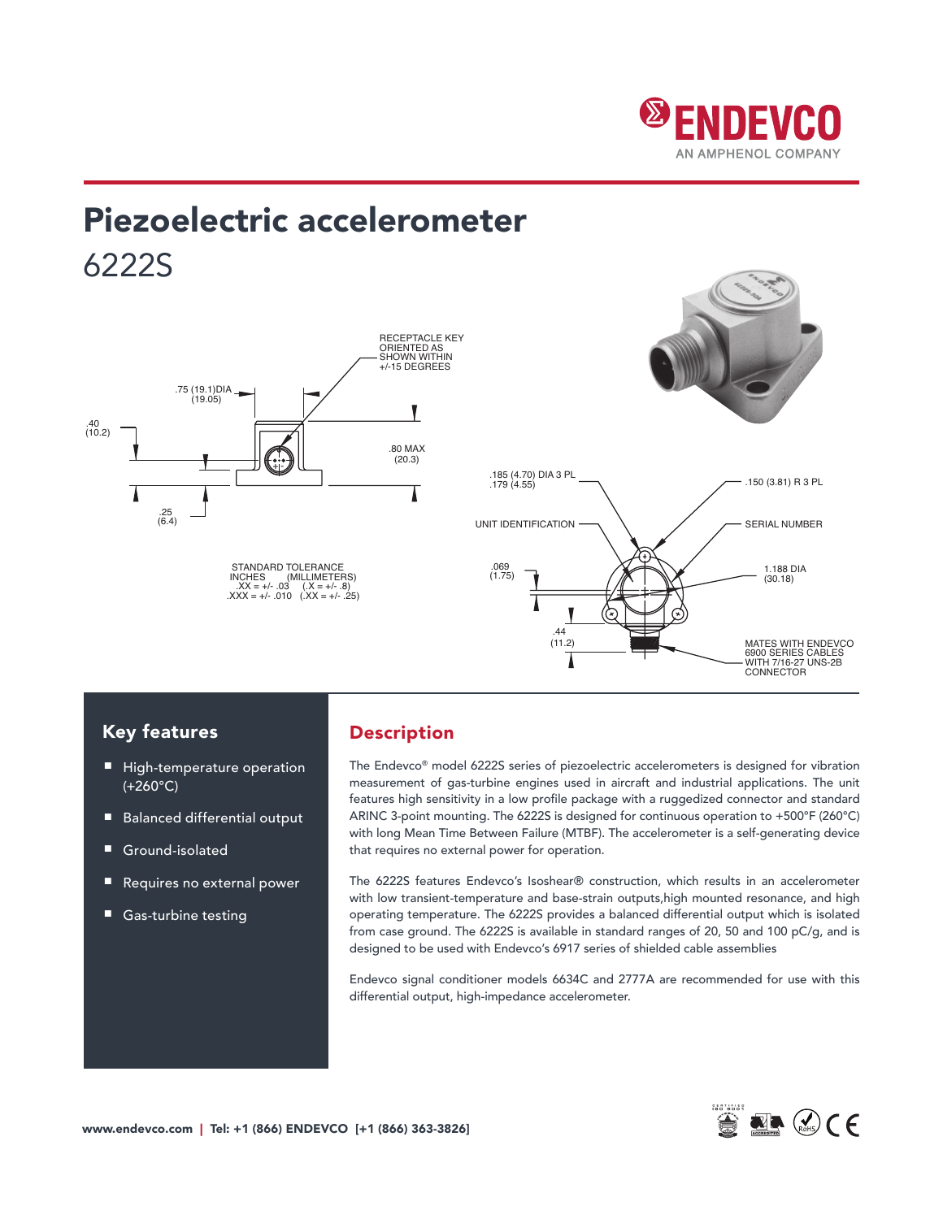# Piezoelectric accelerometer

## 6222S

RECEPTACLE KEY ORIENTED AS SHOWN WITHIN +/-15 DEGREES

.75 (19.1)DIA (19.05)

.40 (10.2)

.80 MAX (20.3)

.25 (6.4)

STANDARD TOLERANCE
INCHES (MILLIMETERS)
.XX = +/- .03 (.X = +/- .8)
.XXX = +/- .010 (.XX = +/- .25)

.185 (4.70) DIA 3 PL
.179 (4.55)

.150 (3.81) R 3 PL

UNIT IDENTIFICATION

SERIAL NUMBER

.069 (1.75)

1.188 DIA (30.18)

.44 (11.2)

MATES WITH ENDEVCO 6900 SERIES CABLES WITH 7/16-27 UNS-2B CONNECTOR

## Key features

- High-temperature operation (+260°C)
- Balanced differential output
- Ground-isolated
- Requires no external power
- Gas-turbine testing

## Description

The Endevco® model 6222S series of piezoelectric accelerometers is designed for vibration measurement of gas-turbine engines used in aircraft and industrial applications. The unit features high sensitivity in a low profile package with a ruggedized connector and standard ARINC 3-point mounting. The 6222S is designed for continuous operation to +500°F (260°C) with long Mean Time Between Failure (MTBF). The accelerometer is a self-generating device that requires no external power for operation.

The 6222S features Endevco's Isoshear® construction, which results in an accelerometer with low transient-temperature and base-strain outputs,high mounted resonance, and high operating temperature. The 6222S provides a balanced differential output which is isolated from case ground. The 6222S is available in standard ranges of 20, 50 and 100 pC/g, and is designed to be used with Endevco's 6917 series of shielded cable assemblies

Endevco signal conditioner models 6634C and 2777A are recommended for use with this differential output, high-impedance accelerometer.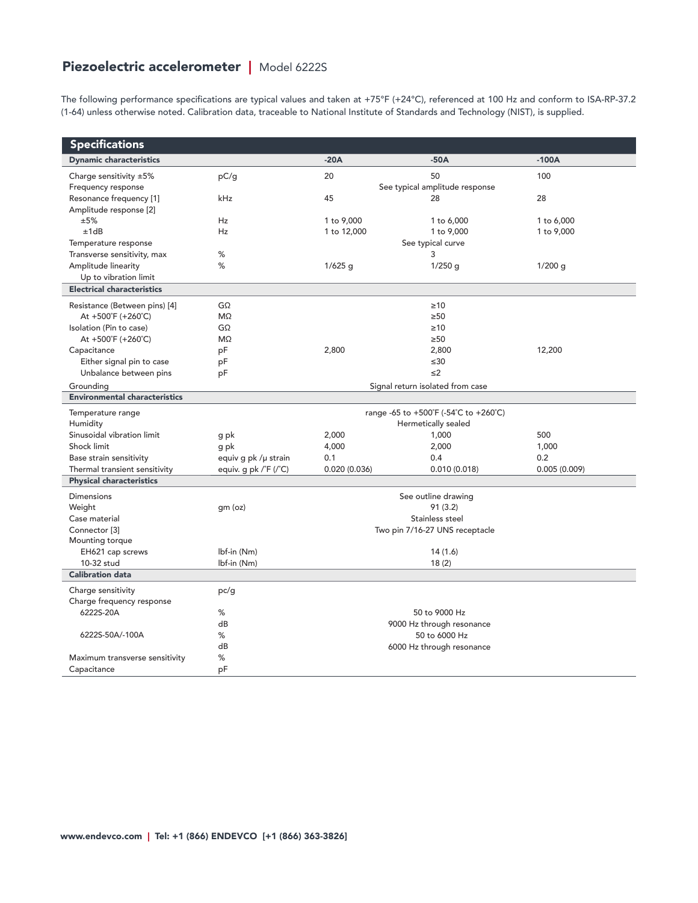## Piezoelectric accelerometer | Model 6222S

The following performance specifications are typical values and taken at +75°F (+24°C), referenced at 100 Hz and conform to ISA-RP-37.2 (1-64) unless otherwise noted. Calibration data, traceable to National Institute of Standards and Technology (NIST), is supplied.

| Specifications | | | | |
|---|---|---|---|---|
| **Dynamic characteristics** | | **-20A** | **-50A** | **-100A** |
| Charge sensitivity ±5% | pC/g | 20 | 50 | 100 |
| Frequency response | | | See typical amplitude response | |
| Resonance frequency [1] | kHz | 45 | 28 | 28 |
| Amplitude response [2] | | | | |
| ±5% | Hz | 1 to 9,000 | 1 to 6,000 | 1 to 6,000 |
| ±1dB | Hz | 1 to 12,000 | 1 to 9,000 | 1 to 9,000 |
| Temperature response | | | See typical curve | |
| Transverse sensitivity, max | % | | 3 | |
| Amplitude linearity | % | 1/625 g | 1/250 g | 1/200 g |
| Up to vibration limit | | | | |
| **Electrical characteristics** | | | | |
| Resistance (Between pins) [4] | GΩ | | ≥10 | |
| At +500˚F (+260˚C) | MΩ | | ≥50 | |
| Isolation (Pin to case) | GΩ | | ≥10 | |
| At +500˚F (+260˚C) | MΩ | | ≥50 | |
| Capacitance | pF | 2,800 | 2,800 | 12,200 |
| Either signal pin to case | pF | | ≤30 | |
| Unbalance between pins | pF | | ≤2 | |
| Grounding | | | Signal return isolated from case | |
| **Environmental characteristics** | | | | |
| Temperature range | | | range -65 to +500˚F (-54˚C to +260˚C) | |
| Humidity | | | Hermetically sealed | |
| Sinusoidal vibration limit | g pk | 2,000 | 1,000 | 500 |
| Shock limit | g pk | 4,000 | 2,000 | 1,000 |
| Base strain sensitivity | equiv g pk /µ strain | 0.1 | 0.4 | 0.2 |
| Thermal transient sensitivity | equiv. g pk /˚F (/˚C) | 0.020 (0.036) | 0.010 (0.018) | 0.005 (0.009) |
| **Physical characteristics** | | | | |
| Dimensions | | | See outline drawing | |
| Weight | gm (oz) | | 91 (3.2) | |
| Case material | | | Stainless steel | |
| Connector [3] | | | Two pin 7/16-27 UNS receptacle | |
| Mounting torque | | | | |
| EH621 cap screws | lbf-in (Nm) | | 14 (1.6) | |
| 10-32 stud | lbf-in (Nm) | | 18 (2) | |
| **Calibration data** | | | | |
| Charge sensitivity | pc/g | | | |
| Charge frequency response | | | | |
| 6222S-20A | % | | 50 to 9000 Hz | |
| | dB | | 9000 Hz through resonance | |
| 6222S-50A/-100A | % | | 50 to 6000 Hz | |
| | dB | | 6000 Hz through resonance | |
| Maximum transverse sensitivity | % | | | |
| Capacitance | pF | | | |

www.endevco.com | Tel: +1 (866) ENDEVCO [+1 (866) 363-3826]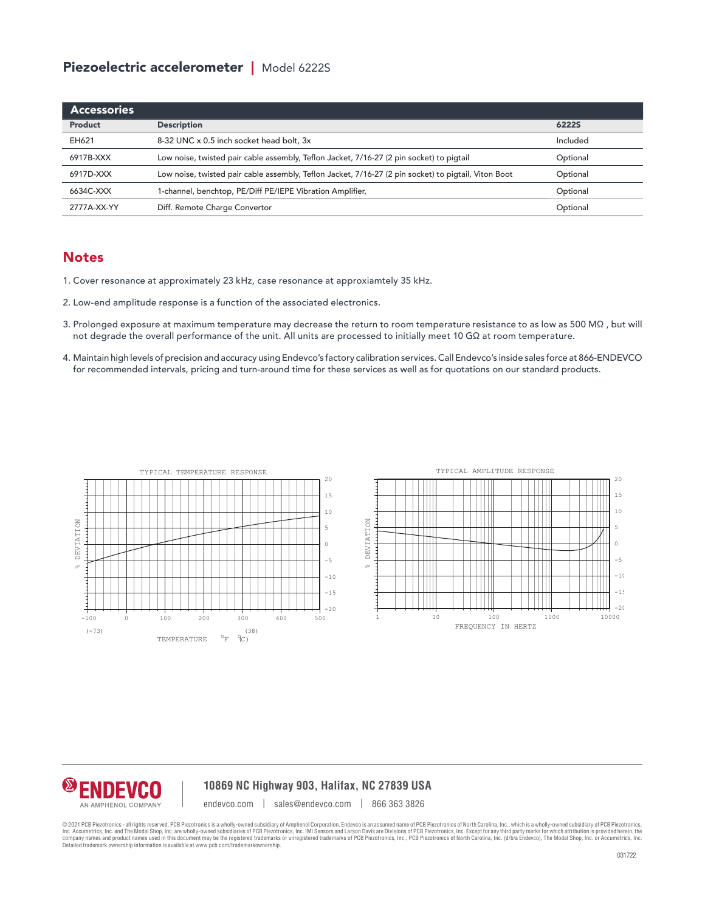## Piezoelectric accelerometer | Model 6222S

### Accessories

| Product | Description | 6222S |
|---|---|---|
| EH621 | 8-32 UNC x 0.5 inch socket head bolt, 3x | Included |
| 6917B-XXX | Low noise, twisted pair cable assembly, Teflon Jacket, 7/16-27 (2 pin socket) to pigtail | Optional |
| 6917D-XXX | Low noise, twisted pair cable assembly, Teflon Jacket, 7/16-27 (2 pin socket) to pigtail, Viton Boot | Optional |
| 6634C-XXX | 1-channel, benchtop, PE/Diff PE/IEPE Vibration Amplifier, | Optional |
| 2777A-XX-YY | Diff. Remote Charge Convertor | Optional |

## Notes

1. Cover resonance at approximately 23 kHz, case resonance at approxiamtely 35 kHz.
2. Low-end amplitude response is a function of the associated electronics.
3. Prolonged exposure at maximum temperature may decrease the return to room temperature resistance to as low as 500 MΩ , but will not degrade the overall performance of the unit. All units are processed to initially meet 10 GΩ at room temperature.
4. Maintain high levels of precision and accuracy using Endevco's factory calibration services. Call Endevco's inside sales force at 866-ENDEVCO for recommended intervals, pricing and turn-around time for these services as well as for quotations on our standard products.

TYPICAL TEMPERATURE RESPONSE

% DEVIATION

20
15
10
5
0
-5
-10
-15
-20

-100 0 100 200 300 400 500

(-73) (38)

TEMPERATURE °F (°C)

TYPICAL AMPLITUDE RESPONSE

% DEVIATION

20
15
10
5
0
-5
-10
-15
-20

1 10 100 1000 10000

FREQUENCY IN HERTZ

ENDEVCO
AN AMPHENOL COMPANY

**10869 NC Highway 903, Halifax, NC 27839 USA**

endevco.com | sales@endevco.com | 866 363 3826

© 2021 PCB Piezotronics - all rights reserved. PCB Piezotronics is a wholly-owned subsidiary of Amphenol Corporation. Endevco is an assumed name of PCB Piezotronics of North Carolina, Inc., which is a wholly-owned subsidiary of PCB Piezotronics, Inc. Accumetrics, Inc. and The Modal Shop, Inc. are wholly-owned subsidiaries of PCB Piezotronics, Inc. IMI Sensors and Larson Davis are Divisions of PCB Piezotronics, Inc. Except for any third party marks for which attribution is provided herein, the company names and product names used in this document may be the registered trademarks or unregistered trademarks of PCB Piezotronics, Inc., PCB Piezotronics of North Carolina, Inc. (d/b/a Endevco), The Modal Shop, Inc. or Accumetrics, Inc. Detailed trademark ownership information is available at www.pcb.com/trademarkownership.

031722